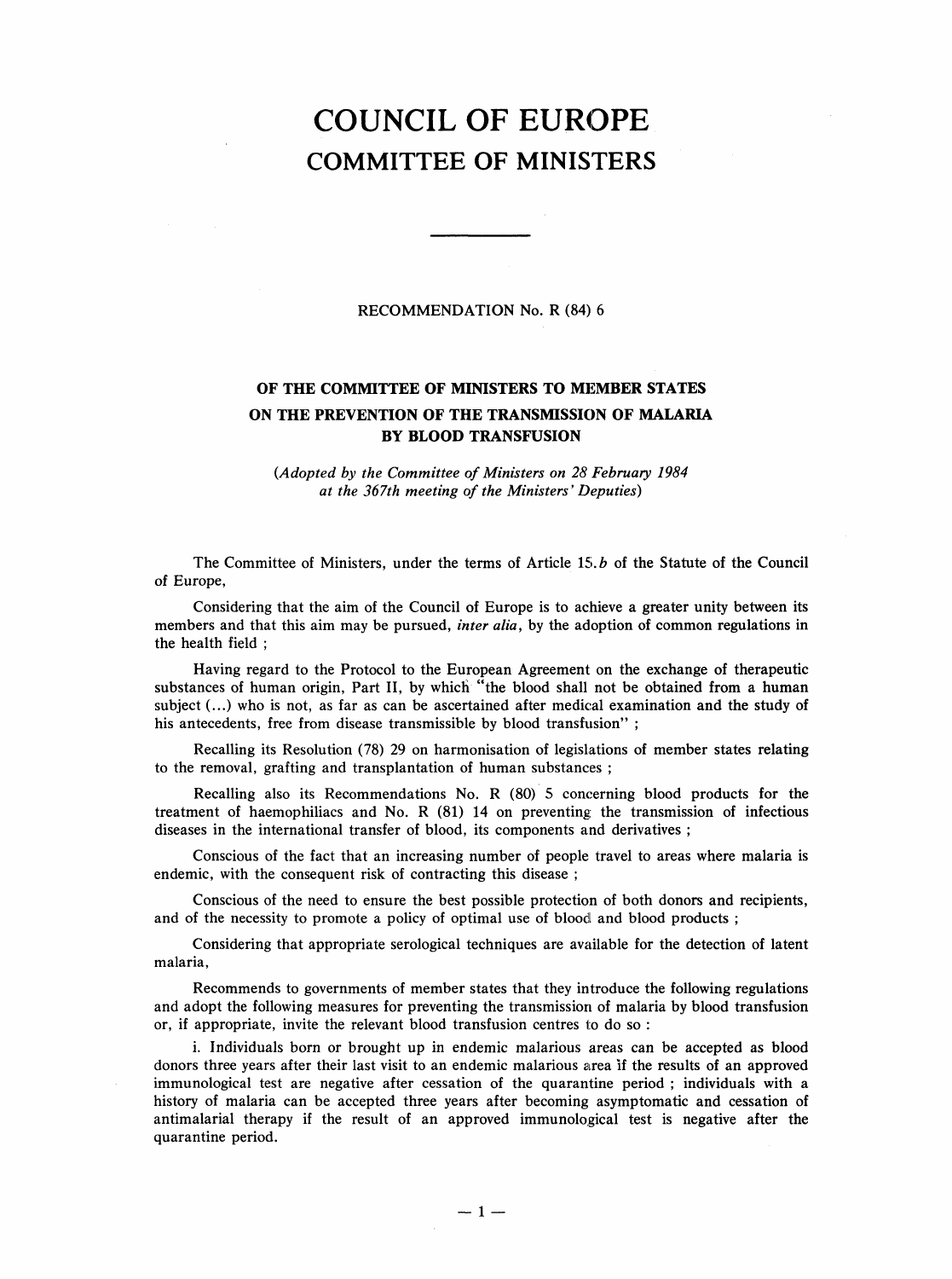# COUNCIL OF EUROPE

## COMMITTEE OF MINISTERS

RECOMMENDATION No. R (84) 6

### OF THE COMMITTEE OF MINISTERS TO MEMBER STATES ON THE PREVENTION OF THE TRANSMISSION OF MALARIA BY BLOOD TRANSFUSION

*(Adopted by the Committee of Ministers on 28 February 1984 at the 367th meeting of the Ministers' Deputies)*

The Committee of Ministers, under the terms of Article 15.*b* of the Statute of the Council of Europe,

Considering that the aim of the Council of Europe is to achieve a greater unity between its members and that this aim may be pursued, *inter alia*, by the adoption of common regulations in the health field ;

Having regard to the Protocol to the European Agreement on the exchange of therapeutic substances of human origin, Part II, by which "the blood shall not be obtained from a human subject (...) who is not, as far as can be ascertained after medical examination and the study of his antecedents, free from disease transmissible by blood transfusion" ;

Recalling its Resolution (78) 29 on harmonisation of legislations of member states relating to the removal, grafting and transplantation of human substances ;

Recalling also its Recommendations No. R (80) 5 concerning blood products for the treatment of haemophiliacs and No. R (81) 14 on preventing the transmission of infectious diseases in the international transfer of blood, its components and derivatives ;

Conscious of the fact that an increasing number of people travel to areas where malaria is endemic, with the consequent risk of contracting this disease ;

Conscious of the need to ensure the best possible protection of both donors and recipients, and of the necessity to promote a policy of optimal use of blood and blood products ;

Considering that appropriate serological techniques are available for the detection of latent malaria,

Recommends to governments of member states that they introduce the following regulations and adopt the following measures for preventing the transmission of malaria by blood transfusion or, if appropriate, invite the relevant blood transfusion centres to do so :

i. Individuals born or brought up in endemic malarious areas can be accepted as blood donors three years after their last visit to an endemic malarious area if the results of an approved immunological test are negative after cessation of the quarantine period ; individuals with a history of malaria can be accepted three years after becoming asymptomatic and cessation of antimalarial therapy if the result of an approved immunological test is negative after the quarantine period.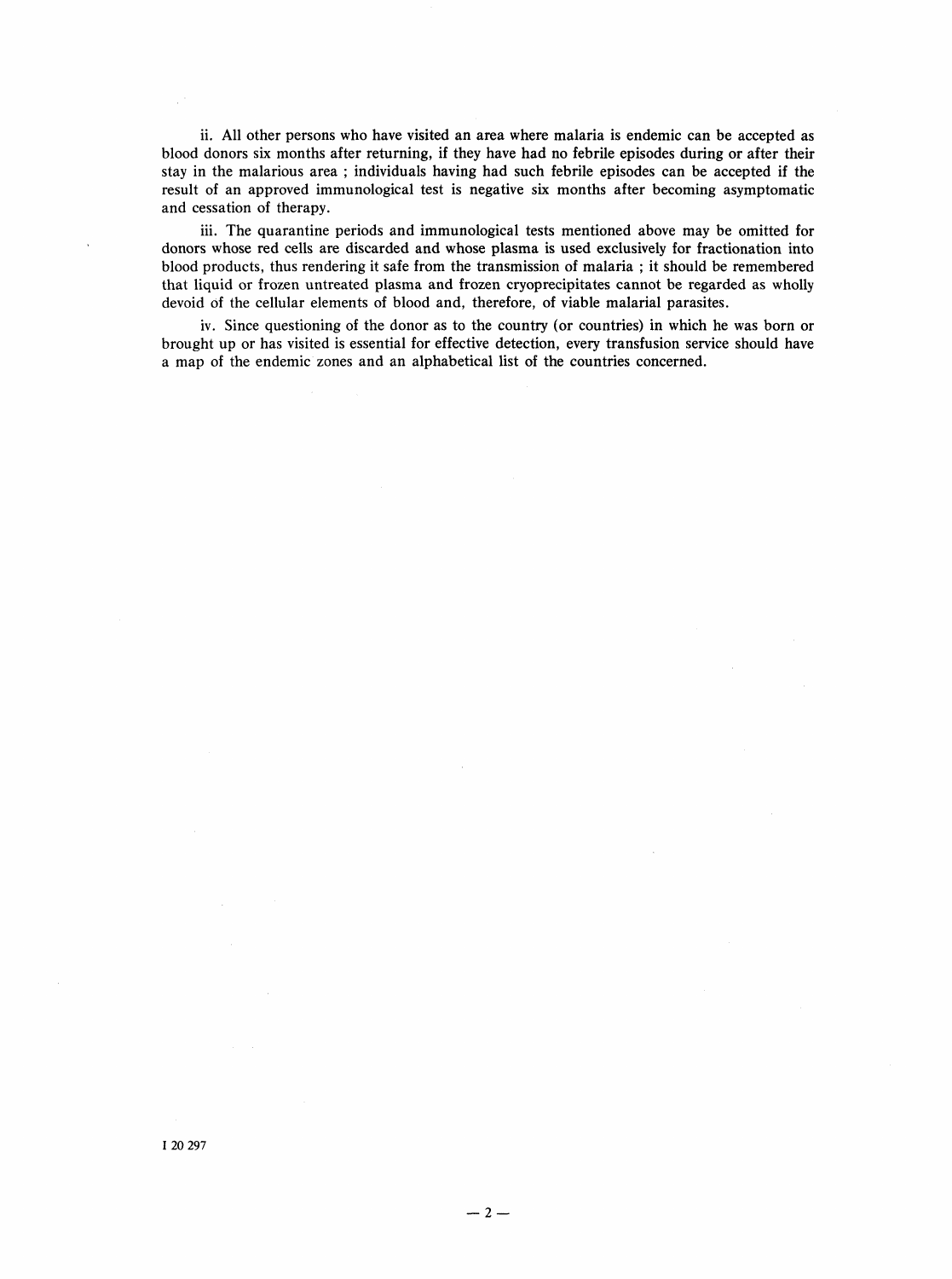ii. All other persons who have visited an area where malaria is endemic can be accepted as blood donors six months after returning, if they have had no febrile episodes during or after their stay in the malarious area ; individuals having had such febrile episodes can be accepted if the result of an approved immunological test is negative six months after becoming asymptomatic and cessation of therapy.

iii. The quarantine periods and immunological tests mentioned above may be omitted for donors whose red cells are discarded and whose plasma is used exclusively for fractionation into blood products, thus rendering it safe from the transmission of malaria ; it should be remembered that liquid or frozen untreated plasma and frozen cryoprecipitates cannot be regarded as wholly devoid of the cellular elements of blood and, therefore, of viable malarial parasites.

iv. Since questioning of the donor as to the country (or countries) in which he was born or brought up or has visited is essential for effective detection, every transfusion service should have a map of the endemic zones and an alphabetical list of the countries concerned.

I 20 297